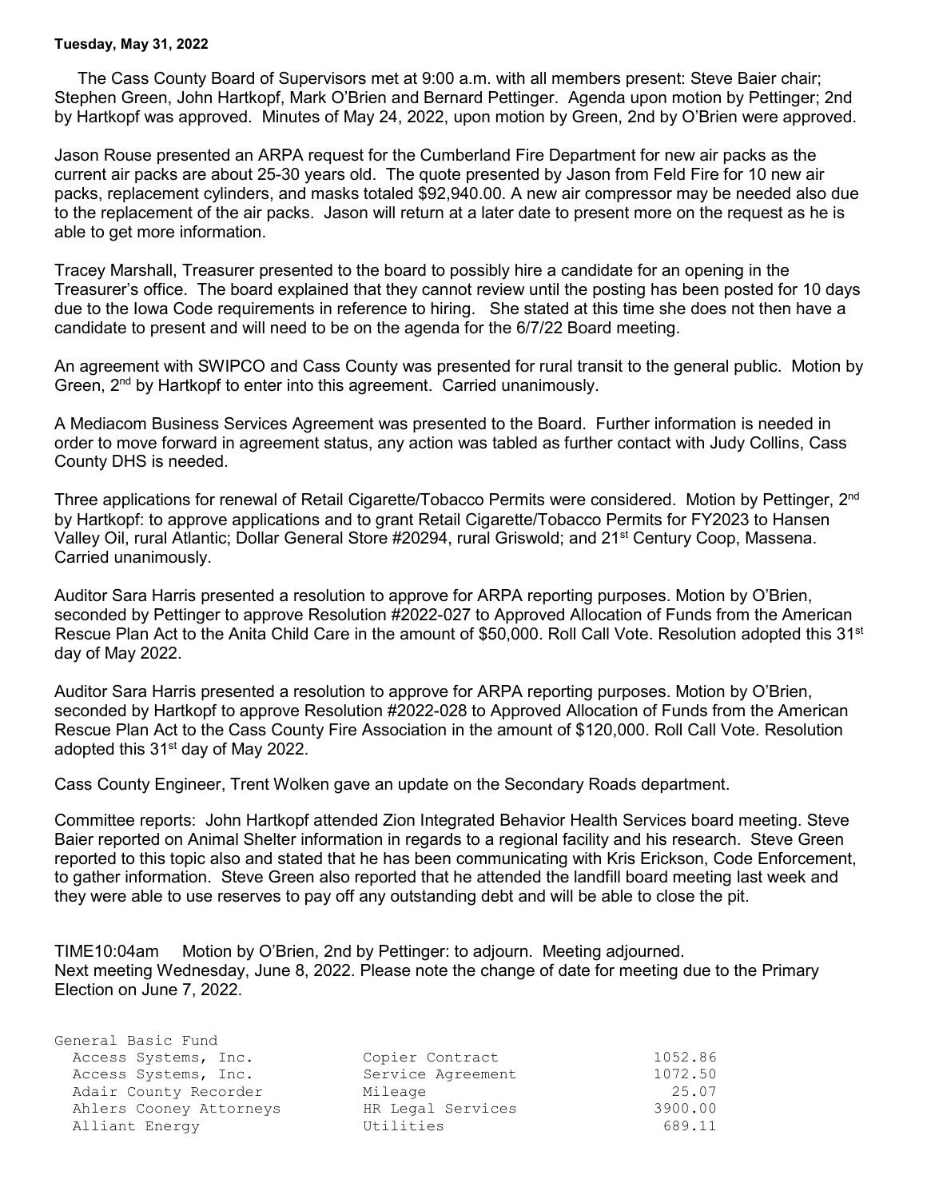**Tuesday, May 31, 2022**

The Cass County Board of Supervisors met at 9:00 a.m. with all members present: Steve Baier chair; Stephen Green, John Hartkopf, Mark O'Brien and Bernard Pettinger. Agenda upon motion by Pettinger; 2nd by Hartkopf was approved. Minutes of May 24, 2022, upon motion by Green, 2nd by O'Brien were approved.

Jason Rouse presented an ARPA request for the Cumberland Fire Department for new air packs as the current air packs are about 25-30 years old. The quote presented by Jason from Feld Fire for 10 new air packs, replacement cylinders, and masks totaled $92,940.00. A new air compressor may be needed also due to the replacement of the air packs. Jason will return at a later date to present more on the request as he is able to get more information.

Tracey Marshall, Treasurer presented to the board to possibly hire a candidate for an opening in the Treasurer's office. The board explained that they cannot review until the posting has been posted for 10 days due to the Iowa Code requirements in reference to hiring. She stated at this time she does not then have a candidate to present and will need to be on the agenda for the 6/7/22 Board meeting.

An agreement with SWIPCO and Cass County was presented for rural transit to the general public. Motion by Green, 2nd by Hartkopf to enter into this agreement. Carried unanimously.

A Mediacom Business Services Agreement was presented to the Board. Further information is needed in order to move forward in agreement status, any action was tabled as further contact with Judy Collins, Cass County DHS is needed.

Three applications for renewal of Retail Cigarette/Tobacco Permits were considered. Motion by Pettinger, 2nd by Hartkopf: to approve applications and to grant Retail Cigarette/Tobacco Permits for FY2023 to Hansen Valley Oil, rural Atlantic; Dollar General Store #20294, rural Griswold; and 21st Century Coop, Massena. Carried unanimously.

Auditor Sara Harris presented a resolution to approve for ARPA reporting purposes. Motion by O'Brien, seconded by Pettinger to approve Resolution #2022-027 to Approved Allocation of Funds from the American Rescue Plan Act to the Anita Child Care in the amount of $50,000. Roll Call Vote. Resolution adopted this 31st day of May 2022.

Auditor Sara Harris presented a resolution to approve for ARPA reporting purposes. Motion by O'Brien, seconded by Hartkopf to approve Resolution #2022-028 to Approved Allocation of Funds from the American Rescue Plan Act to the Cass County Fire Association in the amount of $120,000. Roll Call Vote. Resolution adopted this 31st day of May 2022.

Cass County Engineer, Trent Wolken gave an update on the Secondary Roads department.

Committee reports: John Hartkopf attended Zion Integrated Behavior Health Services board meeting. Steve Baier reported on Animal Shelter information in regards to a regional facility and his research. Steve Green reported to this topic also and stated that he has been communicating with Kris Erickson, Code Enforcement, to gather information. Steve Green also reported that he attended the landfill board meeting last week and they were able to use reserves to pay off any outstanding debt and will be able to close the pit.

TIME10:04am Motion by O'Brien, 2nd by Pettinger: to adjourn. Meeting adjourned.
Next meeting Wednesday, June 8, 2022. Please note the change of date for meeting due to the Primary Election on June 7, 2022.

General Basic Fund

| Vendor | Description | Amount |
|---|---|---|
| Access Systems, Inc. | Copier Contract | 1052.86 |
| Access Systems, Inc. | Service Agreement | 1072.50 |
| Adair County Recorder | Mileage | 25.07 |
| Ahlers Cooney Attorneys | HR Legal Services | 3900.00 |
| Alliant Energy | Utilities | 689.11 |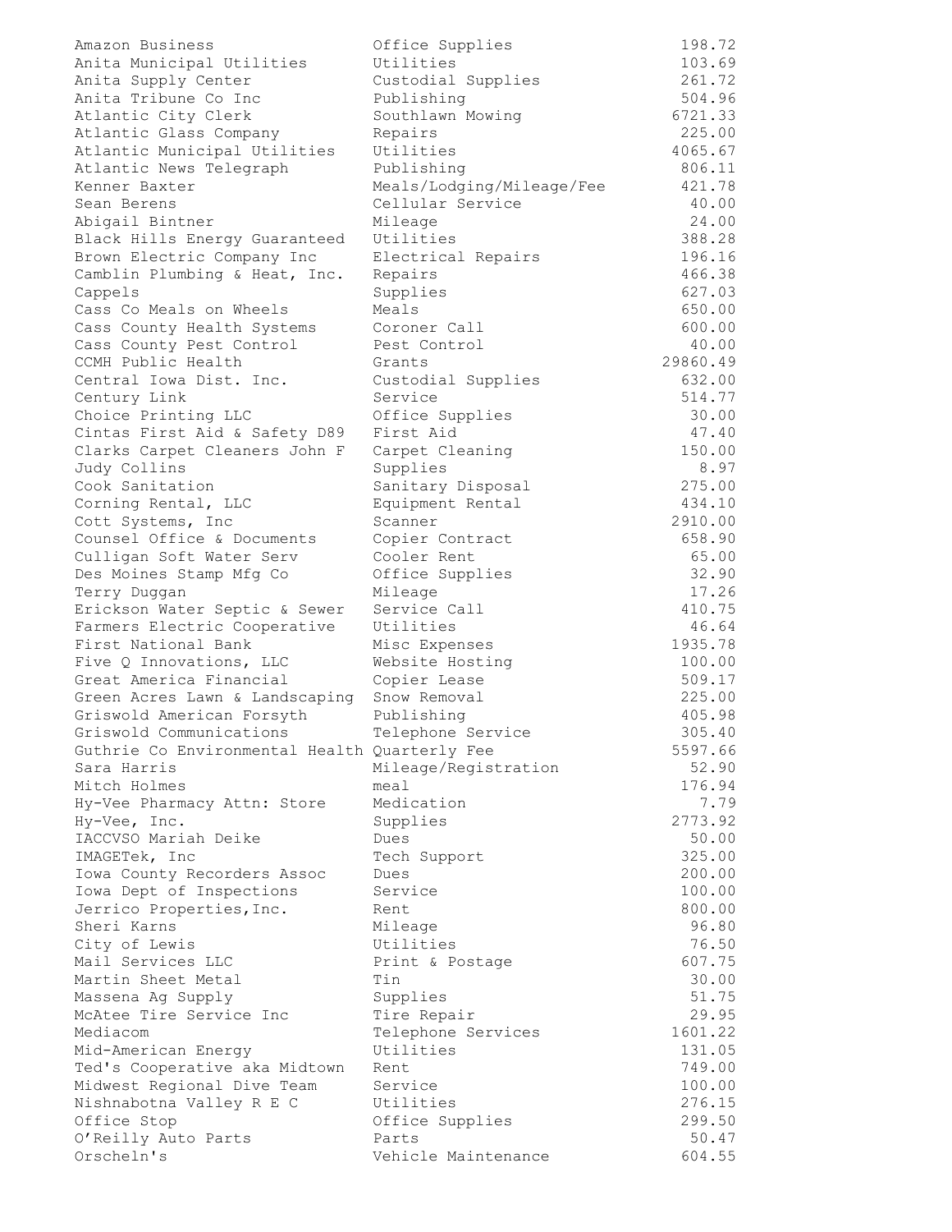| | | |
|---|---|---|
| Amazon Business | Office Supplies | 198.72 |
| Anita Municipal Utilities | Utilities | 103.69 |
| Anita Supply Center | Custodial Supplies | 261.72 |
| Anita Tribune Co Inc | Publishing | 504.96 |
| Atlantic City Clerk | Southlawn Mowing | 6721.33 |
| Atlantic Glass Company | Repairs | 225.00 |
| Atlantic Municipal Utilities | Utilities | 4065.67 |
| Atlantic News Telegraph | Publishing | 806.11 |
| Kenner Baxter | Meals/Lodging/Mileage/Fee | 421.78 |
| Sean Berens | Cellular Service | 40.00 |
| Abigail Bintner | Mileage | 24.00 |
| Black Hills Energy Guaranteed | Utilities | 388.28 |
| Brown Electric Company Inc | Electrical Repairs | 196.16 |
| Camblin Plumbing & Heat, Inc. | Repairs | 466.38 |
| Cappels | Supplies | 627.03 |
| Cass Co Meals on Wheels | Meals | 650.00 |
| Cass County Health Systems | Coroner Call | 600.00 |
| Cass County Pest Control | Pest Control | 40.00 |
| CCMH Public Health | Grants | 29860.49 |
| Central Iowa Dist. Inc. | Custodial Supplies | 632.00 |
| Century Link | Service | 514.77 |
| Choice Printing LLC | Office Supplies | 30.00 |
| Cintas First Aid & Safety D89 | First Aid | 47.40 |
| Clarks Carpet Cleaners John F | Carpet Cleaning | 150.00 |
| Judy Collins | Supplies | 8.97 |
| Cook Sanitation | Sanitary Disposal | 275.00 |
| Corning Rental, LLC | Equipment Rental | 434.10 |
| Cott Systems, Inc | Scanner | 2910.00 |
| Counsel Office & Documents | Copier Contract | 658.90 |
| Culligan Soft Water Serv | Cooler Rent | 65.00 |
| Des Moines Stamp Mfg Co | Office Supplies | 32.90 |
| Terry Duggan | Mileage | 17.26 |
| Erickson Water Septic & Sewer | Service Call | 410.75 |
| Farmers Electric Cooperative | Utilities | 46.64 |
| First National Bank | Misc Expenses | 1935.78 |
| Five Q Innovations, LLC | Website Hosting | 100.00 |
| Great America Financial | Copier Lease | 509.17 |
| Green Acres Lawn & Landscaping | Snow Removal | 225.00 |
| Griswold American Forsyth | Publishing | 405.98 |
| Griswold Communications | Telephone Service | 305.40 |
| Guthrie Co Environmental Health | Quarterly Fee | 5597.66 |
| Sara Harris | Mileage/Registration | 52.90 |
| Mitch Holmes | meal | 176.94 |
| Hy-Vee Pharmacy Attn: Store | Medication | 7.79 |
| Hy-Vee, Inc. | Supplies | 2773.92 |
| IACCVSO Mariah Deike | Dues | 50.00 |
| IMAGETek, Inc | Tech Support | 325.00 |
| Iowa County Recorders Assoc | Dues | 200.00 |
| Iowa Dept of Inspections | Service | 100.00 |
| Jerrico Properties,Inc. | Rent | 800.00 |
| Sheri Karns | Mileage | 96.80 |
| City of Lewis | Utilities | 76.50 |
| Mail Services LLC | Print & Postage | 607.75 |
| Martin Sheet Metal | Tin | 30.00 |
| Massena Ag Supply | Supplies | 51.75 |
| McAtee Tire Service Inc | Tire Repair | 29.95 |
| Mediacom | Telephone Services | 1601.22 |
| Mid-American Energy | Utilities | 131.05 |
| Ted's Cooperative aka Midtown | Rent | 749.00 |
| Midwest Regional Dive Team | Service | 100.00 |
| Nishnabotna Valley R E C | Utilities | 276.15 |
| Office Stop | Office Supplies | 299.50 |
| O'Reilly Auto Parts | Parts | 50.47 |
| Orscheln's | Vehicle Maintenance | 604.55 |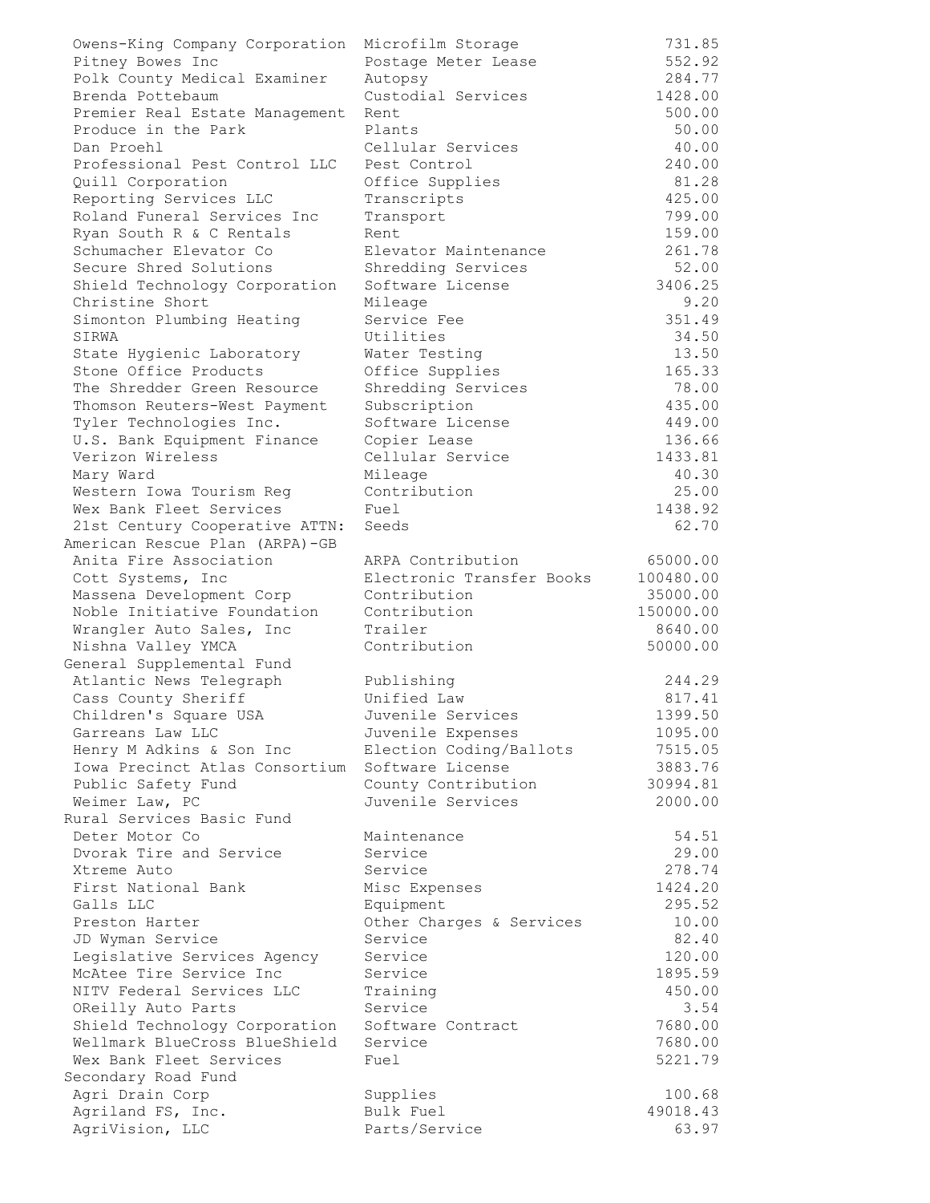| | | |
|---|---|---|
| Owens-King Company Corporation | Microfilm Storage | 731.85 |
| Pitney Bowes Inc | Postage Meter Lease | 552.92 |
| Polk County Medical Examiner | Autopsy | 284.77 |
| Brenda Pottebaum | Custodial Services | 1428.00 |
| Premier Real Estate Management | Rent | 500.00 |
| Produce in the Park | Plants | 50.00 |
| Dan Proehl | Cellular Services | 40.00 |
| Professional Pest Control LLC | Pest Control | 240.00 |
| Quill Corporation | Office Supplies | 81.28 |
| Reporting Services LLC | Transcripts | 425.00 |
| Roland Funeral Services Inc | Transport | 799.00 |
| Ryan South R & C Rentals | Rent | 159.00 |
| Schumacher Elevator Co | Elevator Maintenance | 261.78 |
| Secure Shred Solutions | Shredding Services | 52.00 |
| Shield Technology Corporation | Software License | 3406.25 |
| Christine Short | Mileage | 9.20 |
| Simonton Plumbing Heating | Service Fee | 351.49 |
| SIRWA | Utilities | 34.50 |
| State Hygienic Laboratory | Water Testing | 13.50 |
| Stone Office Products | Office Supplies | 165.33 |
| The Shredder Green Resource | Shredding Services | 78.00 |
| Thomson Reuters-West Payment | Subscription | 435.00 |
| Tyler Technologies Inc. | Software License | 449.00 |
| U.S. Bank Equipment Finance | Copier Lease | 136.66 |
| Verizon Wireless | Cellular Service | 1433.81 |
| Mary Ward | Mileage | 40.30 |
| Western Iowa Tourism Reg | Contribution | 25.00 |
| Wex Bank Fleet Services | Fuel | 1438.92 |
| 21st Century Cooperative ATTN: | Seeds | 62.70 |
| **American Rescue Plan (ARPA)-GB** | | |
| Anita Fire Association | ARPA Contribution | 65000.00 |
| Cott Systems, Inc | Electronic Transfer Books | 100480.00 |
| Massena Development Corp | Contribution | 35000.00 |
| Noble Initiative Foundation | Contribution | 150000.00 |
| Wrangler Auto Sales, Inc | Trailer | 8640.00 |
| Nishna Valley YMCA | Contribution | 50000.00 |
| **General Supplemental Fund** | | |
| Atlantic News Telegraph | Publishing | 244.29 |
| Cass County Sheriff | Unified Law | 817.41 |
| Children's Square USA | Juvenile Services | 1399.50 |
| Garreans Law LLC | Juvenile Expenses | 1095.00 |
| Henry M Adkins & Son Inc | Election Coding/Ballots | 7515.05 |
| Iowa Precinct Atlas Consortium | Software License | 3883.76 |
| Public Safety Fund | County Contribution | 30994.81 |
| Weimer Law, PC | Juvenile Services | 2000.00 |
| **Rural Services Basic Fund** | | |
| Deter Motor Co | Maintenance | 54.51 |
| Dvorak Tire and Service | Service | 29.00 |
| Xtreme Auto | Service | 278.74 |
| First National Bank | Misc Expenses | 1424.20 |
| Galls LLC | Equipment | 295.52 |
| Preston Harter | Other Charges & Services | 10.00 |
| JD Wyman Service | Service | 82.40 |
| Legislative Services Agency | Service | 120.00 |
| McAtee Tire Service Inc | Service | 1895.59 |
| NITV Federal Services LLC | Training | 450.00 |
| OReilly Auto Parts | Service | 3.54 |
| Shield Technology Corporation | Software Contract | 7680.00 |
| Wellmark BlueCross BlueShield | Service | 7680.00 |
| Wex Bank Fleet Services | Fuel | 5221.79 |
| **Secondary Road Fund** | | |
| Agri Drain Corp | Supplies | 100.68 |
| Agriland FS, Inc. | Bulk Fuel | 49018.43 |
| AgriVision, LLC | Parts/Service | 63.97 |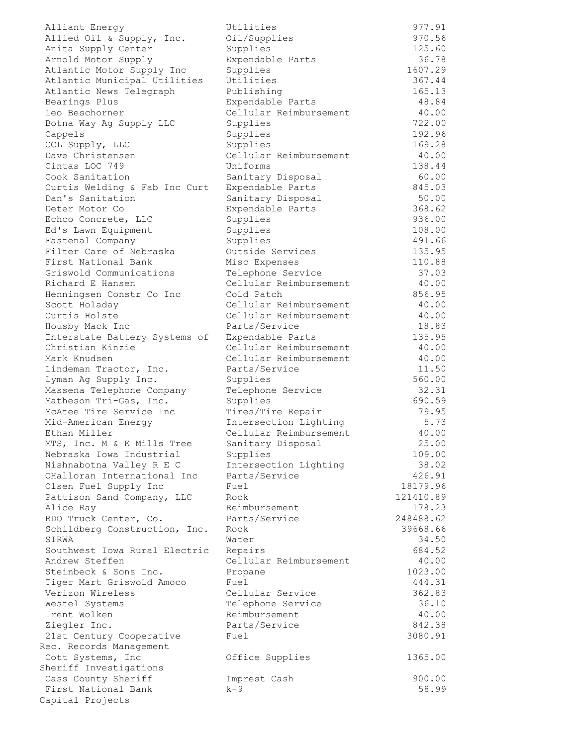| | | |
|---|---|---|
| Alliant Energy | Utilities | 977.91 |
| Allied Oil & Supply, Inc. | Oil/Supplies | 970.56 |
| Anita Supply Center | Supplies | 125.60 |
| Arnold Motor Supply | Expendable Parts | 36.78 |
| Atlantic Motor Supply Inc | Supplies | 1607.29 |
| Atlantic Municipal Utilities | Utilities | 367.44 |
| Atlantic News Telegraph | Publishing | 165.13 |
| Bearings Plus | Expendable Parts | 48.84 |
| Leo Beschorner | Cellular Reimbursement | 40.00 |
| Botna Way Ag Supply LLC | Supplies | 722.00 |
| Cappels | Supplies | 192.96 |
| CCL Supply, LLC | Supplies | 169.28 |
| Dave Christensen | Cellular Reimbursement | 40.00 |
| Cintas LOC 749 | Uniforms | 138.44 |
| Cook Sanitation | Sanitary Disposal | 60.00 |
| Curtis Welding & Fab Inc Curt | Expendable Parts | 845.03 |
| Dan's Sanitation | Sanitary Disposal | 50.00 |
| Deter Motor Co | Expendable Parts | 368.62 |
| Echco Concrete, LLC | Supplies | 936.00 |
| Ed's Lawn Equipment | Supplies | 108.00 |
| Fastenal Company | Supplies | 491.66 |
| Filter Care of Nebraska | Outside Services | 135.95 |
| First National Bank | Misc Expenses | 110.88 |
| Griswold Communications | Telephone Service | 37.03 |
| Richard E Hansen | Cellular Reimbursement | 40.00 |
| Henningsen Constr Co Inc | Cold Patch | 856.95 |
| Scott Holaday | Cellular Reimbursement | 40.00 |
| Curtis Holste | Cellular Reimbursement | 40.00 |
| Housby Mack Inc | Parts/Service | 18.83 |
| Interstate Battery Systems of | Expendable Parts | 135.95 |
| Christian Kinzie | Cellular Reimbursement | 40.00 |
| Mark Knudsen | Cellular Reimbursement | 40.00 |
| Lindeman Tractor, Inc. | Parts/Service | 11.50 |
| Lyman Ag Supply Inc. | Supplies | 560.00 |
| Massena Telephone Company | Telephone Service | 32.31 |
| Matheson Tri-Gas, Inc. | Supplies | 690.59 |
| McAtee Tire Service Inc | Tires/Tire Repair | 79.95 |
| Mid-American Energy | Intersection Lighting | 5.73 |
| Ethan Miller | Cellular Reimbursement | 40.00 |
| MTS, Inc. M & K Mills Tree | Sanitary Disposal | 25.00 |
| Nebraska Iowa Industrial | Supplies | 109.00 |
| Nishnabotna Valley R E C | Intersection Lighting | 38.02 |
| OHalloran International Inc | Parts/Service | 426.91 |
| Olsen Fuel Supply Inc | Fuel | 18179.96 |
| Pattison Sand Company, LLC | Rock | 121410.89 |
| Alice Ray | Reimbursement | 178.23 |
| RDO Truck Center, Co. | Parts/Service | 248488.62 |
| Schildberg Construction, Inc. | Rock | 39668.66 |
| SIRWA | Water | 34.50 |
| Southwest Iowa Rural Electric | Repairs | 684.52 |
| Andrew Steffen | Cellular Reimbursement | 40.00 |
| Steinbeck & Sons Inc. | Propane | 1023.00 |
| Tiger Mart Griswold Amoco | Fuel | 444.31 |
| Verizon Wireless | Cellular Service | 362.83 |
| Westel Systems | Telephone Service | 36.10 |
| Trent Wolken | Reimbursement | 40.00 |
| Ziegler Inc. | Parts/Service | 842.38 |
| 21st Century Cooperative | Fuel | 3080.91 |
| **Rec. Records Management** | | |
| Cott Systems, Inc | Office Supplies | 1365.00 |
| **Sheriff Investigations** | | |
| Cass County Sheriff | Imprest Cash | 900.00 |
| First National Bank | k-9 | 58.99 |
| **Capital Projects** | | |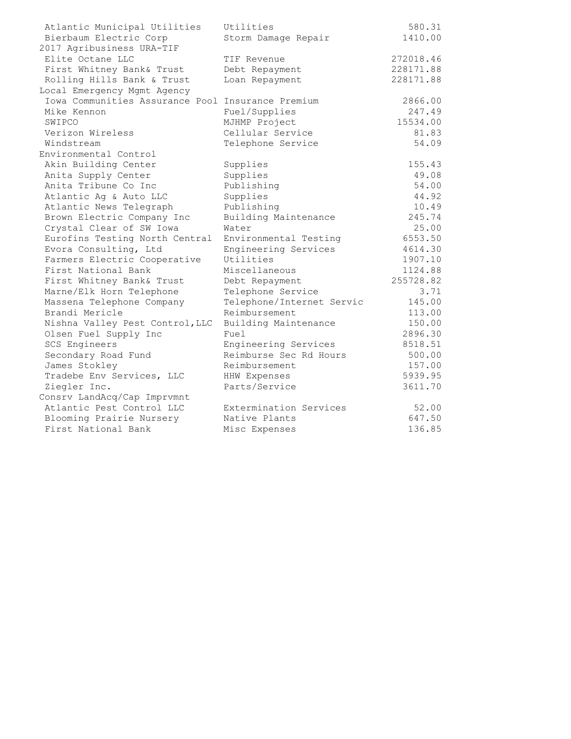| | | |
|---|---|---|
| Atlantic Municipal Utilities | Utilities | 580.31 |
| Bierbaum Electric Corp | Storm Damage Repair | 1410.00 |
| **2017 Agribusiness URA-TIF** | | |
| Elite Octane LLC | TIF Revenue | 272018.46 |
| First Whitney Bank& Trust | Debt Repayment | 228171.88 |
| Rolling Hills Bank & Trust | Loan Repayment | 228171.88 |
| **Local Emergency Mgmt Agency** | | |
| Iowa Communities Assurance Pool | Insurance Premium | 2866.00 |
| Mike Kennon | Fuel/Supplies | 247.49 |
| SWIPCO | MJHMP Project | 15534.00 |
| Verizon Wireless | Cellular Service | 81.83 |
| Windstream | Telephone Service | 54.09 |
| **Environmental Control** | | |
| Akin Building Center | Supplies | 155.43 |
| Anita Supply Center | Supplies | 49.08 |
| Anita Tribune Co Inc | Publishing | 54.00 |
| Atlantic Ag & Auto LLC | Supplies | 44.92 |
| Atlantic News Telegraph | Publishing | 10.49 |
| Brown Electric Company Inc | Building Maintenance | 245.74 |
| Crystal Clear of SW Iowa | Water | 25.00 |
| Eurofins Testing North Central | Environmental Testing | 6553.50 |
| Evora Consulting, Ltd | Engineering Services | 4614.30 |
| Farmers Electric Cooperative | Utilities | 1907.10 |
| First National Bank | Miscellaneous | 1124.88 |
| First Whitney Bank& Trust | Debt Repayment | 255728.82 |
| Marne/Elk Horn Telephone | Telephone Service | 3.71 |
| Massena Telephone Company | Telephone/Internet Servic | 145.00 |
| Brandi Mericle | Reimbursement | 113.00 |
| Nishna Valley Pest Control,LLC | Building Maintenance | 150.00 |
| Olsen Fuel Supply Inc | Fuel | 2896.30 |
| SCS Engineers | Engineering Services | 8518.51 |
| Secondary Road Fund | Reimburse Sec Rd Hours | 500.00 |
| James Stokley | Reimbursement | 157.00 |
| Tradebe Env Services, LLC | HHW Expenses | 5939.95 |
| Ziegler Inc. | Parts/Service | 3611.70 |
| **Consrv LandAcq/Cap Imprvmnt** | | |
| Atlantic Pest Control LLC | Extermination Services | 52.00 |
| Blooming Prairie Nursery | Native Plants | 647.50 |
| First National Bank | Misc Expenses | 136.85 |